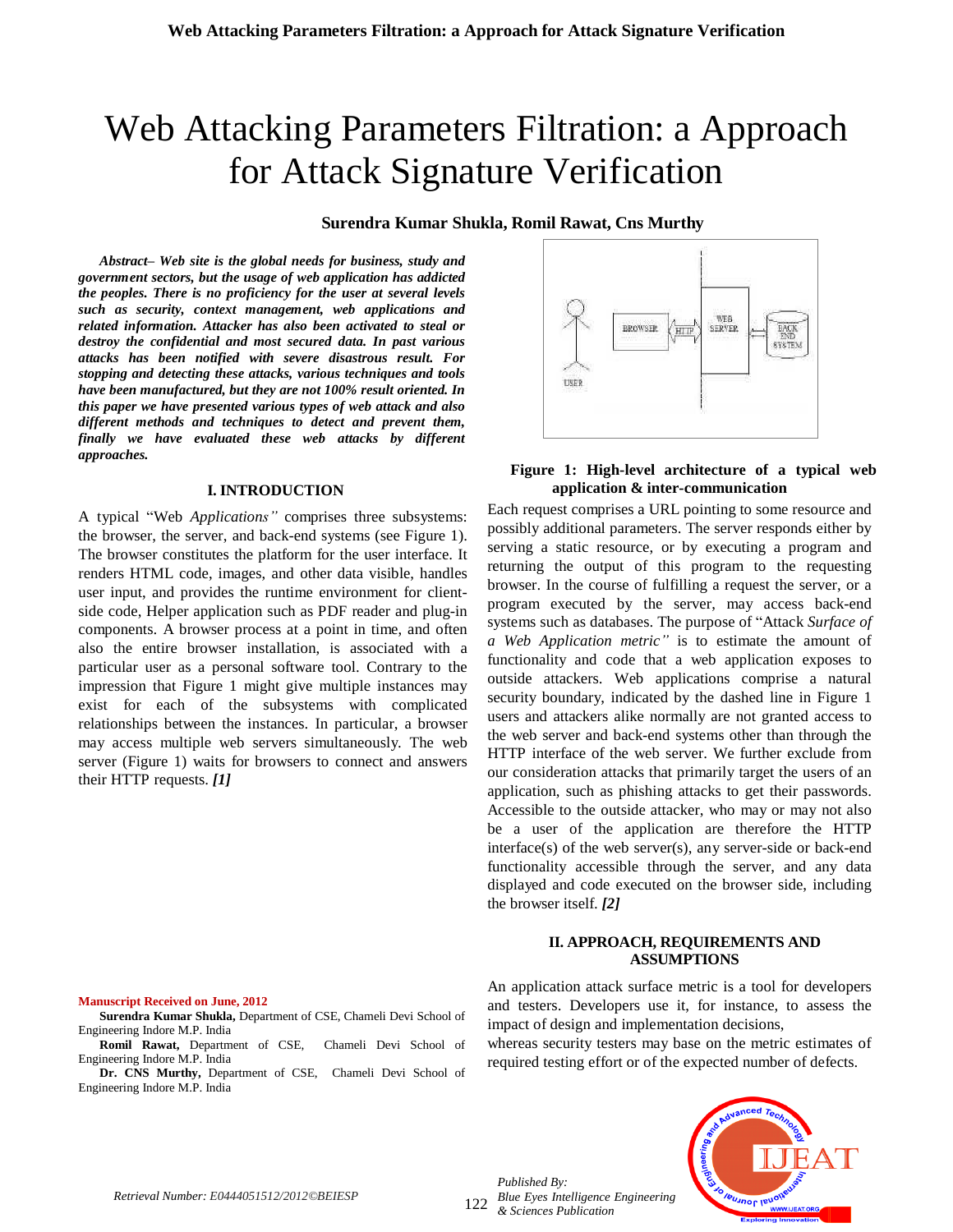# Web Attacking Parameters Filtration: a Approach for Attack Signature Verification

**Surendra Kumar Shukla, Romil Rawat, Cns Murthy**

***Abstract– Web site is the global needs for business, study and government sectors, but the usage of web application has addicted the peoples. There is no proficiency for the user at several levels such as security, context management, web applications and related information. Attacker has also been activated to steal or destroy the confidential and most secured data. In past various attacks has been notified with severe disastrous result. For stopping and detecting these attacks, various techniques and tools have been manufactured, but they are not 100% result oriented. In this paper we have presented various types of web attack and also different methods and techniques to detect and prevent them, finally we have evaluated these web attacks by different approaches.***

## I. INTRODUCTION

A typical "Web *Applications"* comprises three subsystems: the browser, the server, and back-end systems (see Figure 1). The browser constitutes the platform for the user interface. It renders HTML code, images, and other data visible, handles user input, and provides the runtime environment for client-side code, Helper application such as PDF reader and plug-in components. A browser process at a point in time, and often also the entire browser installation, is associated with a particular user as a personal software tool. Contrary to the impression that Figure 1 might give multiple instances may exist for each of the subsystems with complicated relationships between the instances. In particular, a browser may access multiple web servers simultaneously. The web server (Figure 1) waits for browsers to connect and answers their HTTP requests. ***[1]***

**Figure 1: High-level architecture of a typical web application & inter-communication**

Each request comprises a URL pointing to some resource and possibly additional parameters. The server responds either by serving a static resource, or by executing a program and returning the output of this program to the requesting browser. In the course of fulfilling a request the server, or a program executed by the server, may access back-end systems such as databases. The purpose of "Attack *Surface of a Web Application metric"* is to estimate the amount of functionality and code that a web application exposes to outside attackers. Web applications comprise a natural security boundary, indicated by the dashed line in Figure 1 users and attackers alike normally are not granted access to the web server and back-end systems other than through the HTTP interface of the web server. We further exclude from our consideration attacks that primarily target the users of an application, such as phishing attacks to get their passwords. Accessible to the outside attacker, who may or may not also be a user of the application are therefore the HTTP interface(s) of the web server(s), any server-side or back-end functionality accessible through the server, and any data displayed and code executed on the browser side, including the browser itself. ***[2]***

## II. APPROACH, REQUIREMENTS AND ASSUMPTIONS

An application attack surface metric is a tool for developers and testers. Developers use it, for instance, to assess the impact of design and implementation decisions,

whereas security testers may base on the metric estimates of required testing effort or of the expected number of defects.

**Manuscript Received on June, 2012**

**Surendra Kumar Shukla,** Department of CSE, Chameli Devi School of Engineering Indore M.P. India

**Romil Rawat,** Department of CSE, Chameli Devi School of Engineering Indore M.P. India

**Dr. CNS Murthy,** Department of CSE, Chameli Devi School of Engineering Indore M.P. India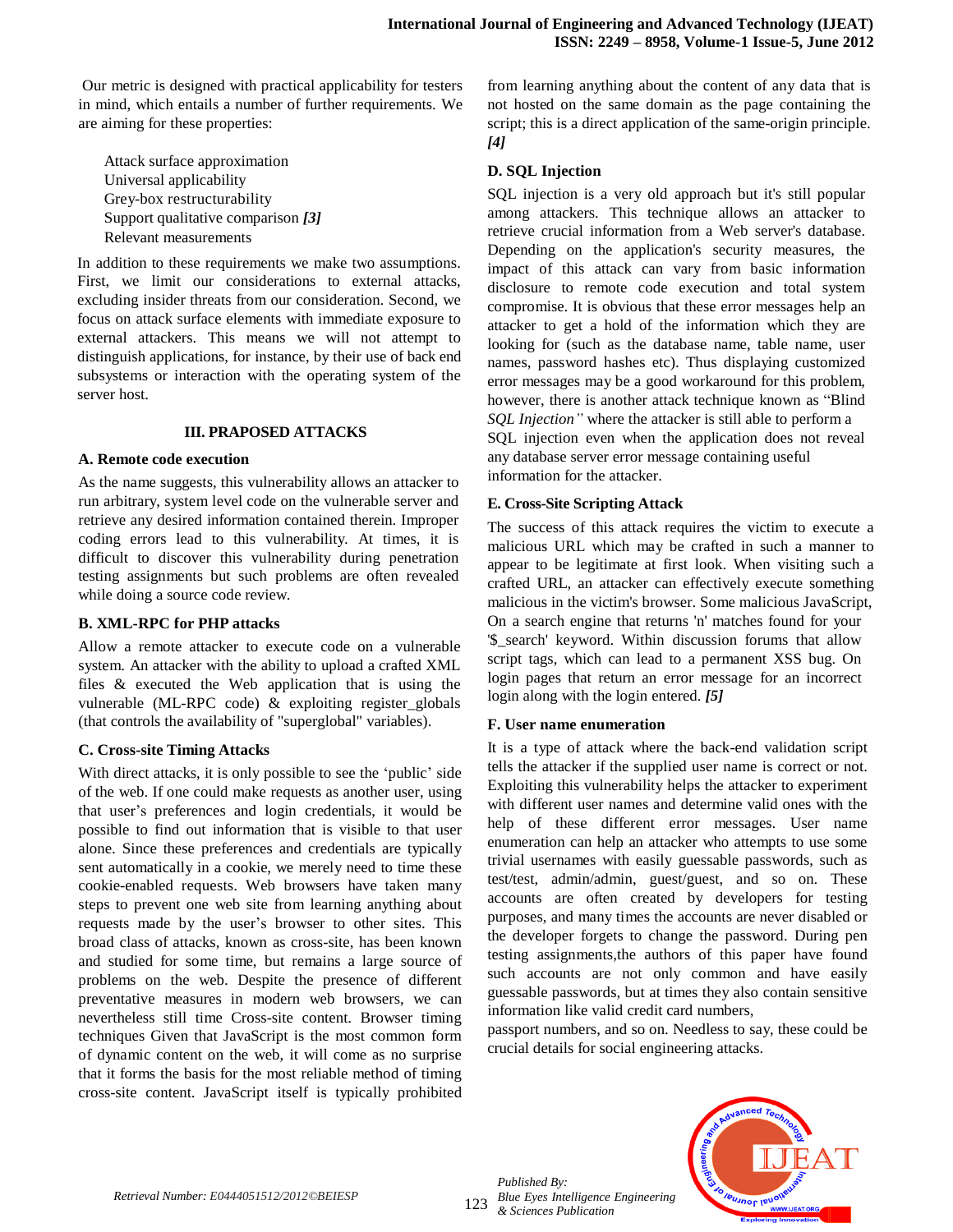Our metric is designed with practical applicability for testers in mind, which entails a number of further requirements. We are aiming for these properties:

- Attack surface approximation
- Universal applicability
- Grey-box restructurability
- Support qualitative comparison ***[3]***
- Relevant measurements

In addition to these requirements we make two assumptions. First, we limit our considerations to external attacks, excluding insider threats from our consideration. Second, we focus on attack surface elements with immediate exposure to external attackers. This means we will not attempt to distinguish applications, for instance, by their use of back end subsystems or interaction with the operating system of the server host.

## III. PRAPOSED ATTACKS

### A. Remote code execution

As the name suggests, this vulnerability allows an attacker to run arbitrary, system level code on the vulnerable server and retrieve any desired information contained therein. Improper coding errors lead to this vulnerability. At times, it is difficult to discover this vulnerability during penetration testing assignments but such problems are often revealed while doing a source code review.

### B. XML-RPC for PHP attacks

Allow a remote attacker to execute code on a vulnerable system. An attacker with the ability to upload a crafted XML files & executed the Web application that is using the vulnerable (ML-RPC code) & exploiting register_globals (that controls the availability of "superglobal" variables).

### C. Cross-site Timing Attacks

With direct attacks, it is only possible to see the 'public' side of the web. If one could make requests as another user, using that user's preferences and login credentials, it would be possible to find out information that is visible to that user alone. Since these preferences and credentials are typically sent automatically in a cookie, we merely need to time these cookie-enabled requests. Web browsers have taken many steps to prevent one web site from learning anything about requests made by the user's browser to other sites. This broad class of attacks, known as cross-site, has been known and studied for some time, but remains a large source of problems on the web. Despite the presence of different preventative measures in modern web browsers, we can nevertheless still time Cross-site content. Browser timing techniques Given that JavaScript is the most common form of dynamic content on the web, it will come as no surprise that it forms the basis for the most reliable method of timing cross-site content. JavaScript itself is typically prohibited from learning anything about the content of any data that is not hosted on the same domain as the page containing the script; this is a direct application of the same-origin principle. ***[4]***

### D. SQL Injection

SQL injection is a very old approach but it's still popular among attackers. This technique allows an attacker to retrieve crucial information from a Web server's database. Depending on the application's security measures, the impact of this attack can vary from basic information disclosure to remote code execution and total system compromise. It is obvious that these error messages help an attacker to get a hold of the information which they are looking for (such as the database name, table name, user names, password hashes etc). Thus displaying customized error messages may be a good workaround for this problem, however, there is another attack technique known as "Blind *SQL Injection"* where the attacker is still able to perform a SQL injection even when the application does not reveal any database server error message containing useful information for the attacker.

### E. Cross-Site Scripting Attack

The success of this attack requires the victim to execute a malicious URL which may be crafted in such a manner to appear to be legitimate at first look. When visiting such a crafted URL, an attacker can effectively execute something malicious in the victim's browser. Some malicious JavaScript, On a search engine that returns 'n' matches found for your '$_search' keyword. Within discussion forums that allow script tags, which can lead to a permanent XSS bug. On login pages that return an error message for an incorrect login along with the login entered. ***[5]***

### F. User name enumeration

It is a type of attack where the back-end validation script tells the attacker if the supplied user name is correct or not. Exploiting this vulnerability helps the attacker to experiment with different user names and determine valid ones with the help of these different error messages. User name enumeration can help an attacker who attempts to use some trivial usernames with easily guessable passwords, such as test/test, admin/admin, guest/guest, and so on. These accounts are often created by developers for testing purposes, and many times the accounts are never disabled or the developer forgets to change the password. During pen testing assignments,the authors of this paper have found such accounts are not only common and have easily guessable passwords, but at times they also contain sensitive information like valid credit card numbers, passport numbers, and so on. Needless to say, these could be crucial details for social engineering attacks.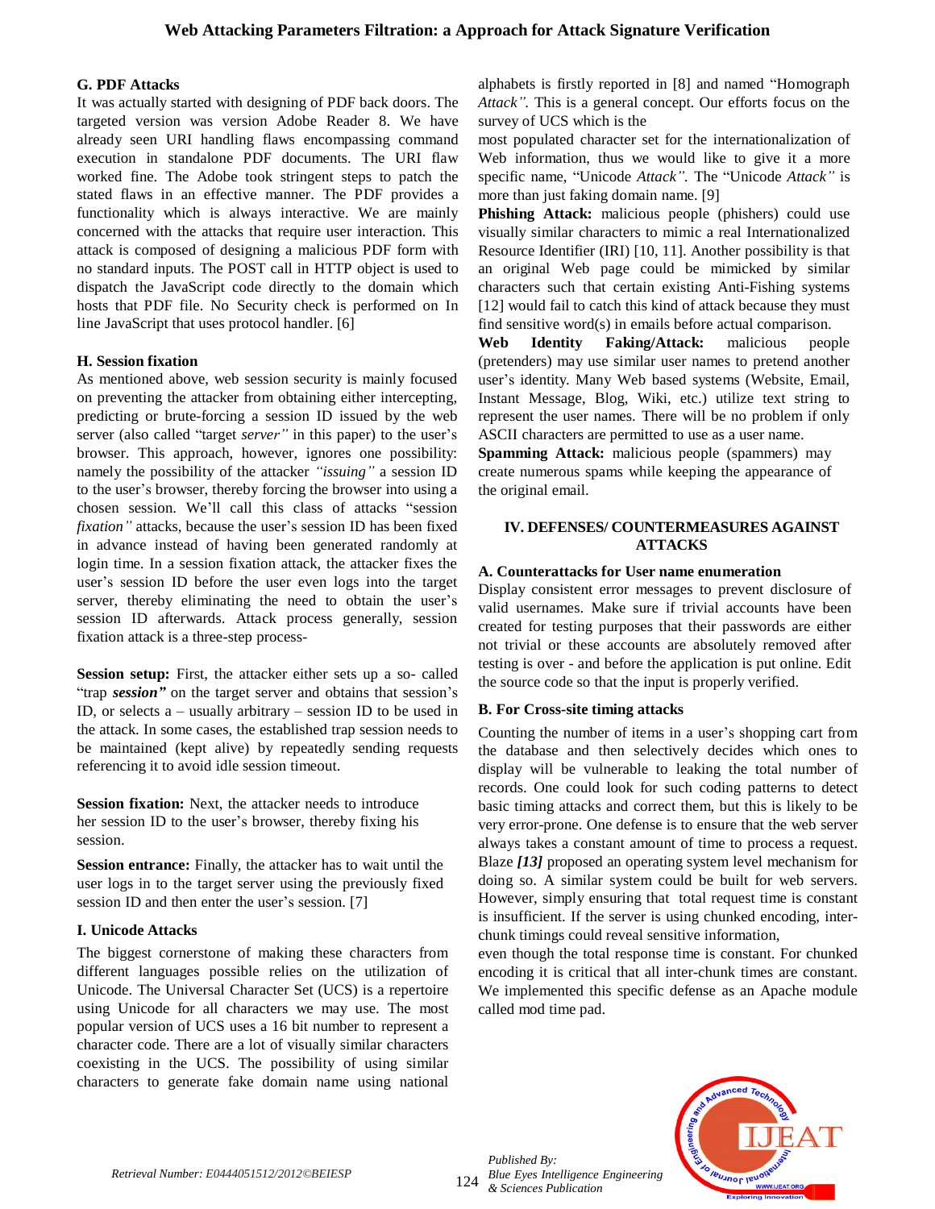### G. PDF Attacks

It was actually started with designing of PDF back doors. The targeted version was version Adobe Reader 8. We have already seen URI handling flaws encompassing command execution in standalone PDF documents. The URI flaw worked fine. The Adobe took stringent steps to patch the stated flaws in an effective manner. The PDF provides a functionality which is always interactive. We are mainly concerned with the attacks that require user interaction. This attack is composed of designing a malicious PDF form with no standard inputs. The POST call in HTTP object is used to dispatch the JavaScript code directly to the domain which hosts that PDF file. No Security check is performed on In line JavaScript that uses protocol handler. [6]

### H. Session fixation

As mentioned above, web session security is mainly focused on preventing the attacker from obtaining either intercepting, predicting or brute-forcing a session ID issued by the web server (also called "target *server"* in this paper) to the user's browser. This approach, however, ignores one possibility: namely the possibility of the attacker *"issuing"* a session ID to the user's browser, thereby forcing the browser into using a chosen session. We'll call this class of attacks "session *fixation"* attacks, because the user's session ID has been fixed in advance instead of having been generated randomly at login time. In a session fixation attack, the attacker fixes the user's session ID before the user even logs into the target server, thereby eliminating the need to obtain the user's session ID afterwards. Attack process generally, session fixation attack is a three-step process-

**Session setup:** First, the attacker either sets up a so- called "trap ***session"*** on the target server and obtains that session's ID, or selects a – usually arbitrary – session ID to be used in the attack. In some cases, the established trap session needs to be maintained (kept alive) by repeatedly sending requests referencing it to avoid idle session timeout.

**Session fixation:** Next, the attacker needs to introduce her session ID to the user's browser, thereby fixing his session.

**Session entrance:** Finally, the attacker has to wait until the user logs in to the target server using the previously fixed session ID and then enter the user's session. [7]

### I. Unicode Attacks

The biggest cornerstone of making these characters from different languages possible relies on the utilization of Unicode. The Universal Character Set (UCS) is a repertoire using Unicode for all characters we may use. The most popular version of UCS uses a 16 bit number to represent a character code. There are a lot of visually similar characters coexisting in the UCS. The possibility of using similar characters to generate fake domain name using national alphabets is firstly reported in [8] and named "Homograph *Attack".* This is a general concept. Our efforts focus on the survey of UCS which is the

most populated character set for the internationalization of Web information, thus we would like to give it a more specific name, "Unicode *Attack".* The "Unicode *Attack"* is more than just faking domain name. [9]

**Phishing Attack:** malicious people (phishers) could use visually similar characters to mimic a real Internationalized Resource Identifier (IRI) [10, 11]. Another possibility is that an original Web page could be mimicked by similar characters such that certain existing Anti-Fishing systems [12] would fail to catch this kind of attack because they must find sensitive word(s) in emails before actual comparison.

**Web Identity Faking/Attack:** malicious people (pretenders) may use similar user names to pretend another user's identity. Many Web based systems (Website, Email, Instant Message, Blog, Wiki, etc.) utilize text string to represent the user names. There will be no problem if only ASCII characters are permitted to use as a user name.

**Spamming Attack:** malicious people (spammers) may create numerous spams while keeping the appearance of the original email.

## IV. DEFENSES/ COUNTERMEASURES AGAINST ATTACKS

### A. Counterattacks for User name enumeration

Display consistent error messages to prevent disclosure of valid usernames. Make sure if trivial accounts have been created for testing purposes that their passwords are either not trivial or these accounts are absolutely removed after testing is over - and before the application is put online. Edit the source code so that the input is properly verified.

### B. For Cross-site timing attacks

Counting the number of items in a user's shopping cart from the database and then selectively decides which ones to display will be vulnerable to leaking the total number of records. One could look for such coding patterns to detect basic timing attacks and correct them, but this is likely to be very error-prone. One defense is to ensure that the web server always takes a constant amount of time to process a request. Blaze ***[13]*** proposed an operating system level mechanism for doing so. A similar system could be built for web servers. However, simply ensuring that total request time is constant is insufficient. If the server is using chunked encoding, inter-chunk timings could reveal sensitive information, even though the total response time is constant. For chunked encoding it is critical that all inter-chunk times are constant. We implemented this specific defense as an Apache module called mod time pad.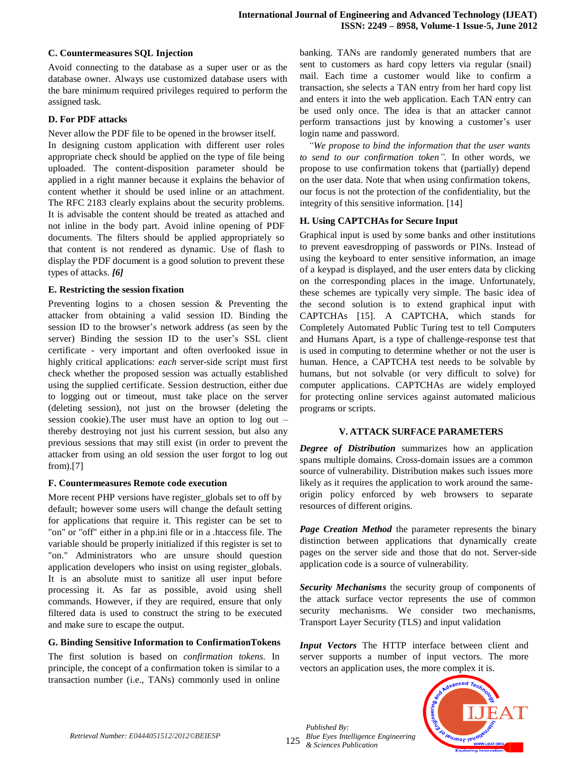### C. Countermeasures SQL Injection

Avoid connecting to the database as a super user or as the database owner. Always use customized database users with the bare minimum required privileges required to perform the assigned task.

### D. For PDF attacks

Never allow the PDF file to be opened in the browser itself.
In designing custom application with different user roles appropriate check should be applied on the type of file being uploaded. The content-disposition parameter should be applied in a right manner because it explains the behavior of content whether it should be used inline or an attachment. The RFC 2183 clearly explains about the security problems. It is advisable the content should be treated as attached and not inline in the body part. Avoid inline opening of PDF documents. The filters should be applied appropriately so that content is not rendered as dynamic. Use of flash to display the PDF document is a good solution to prevent these types of attacks. ***[6]***

### E. Restricting the session fixation

Preventing logins to a chosen session & Preventing the attacker from obtaining a valid session ID. Binding the session ID to the browser's network address (as seen by the server) Binding the session ID to the user's SSL client certificate - very important and often overlooked issue in highly critical applications: *each* server-side script must first check whether the proposed session was actually established using the supplied certificate. Session destruction, either due to logging out or timeout, must take place on the server (deleting session), not just on the browser (deleting the session cookie).The user must have an option to log out – thereby destroying not just his current session, but also any previous sessions that may still exist (in order to prevent the attacker from using an old session the user forgot to log out from).[7]

### F. Countermeasures Remote code execution

More recent PHP versions have register_globals set to off by default; however some users will change the default setting for applications that require it. This register can be set to "on" or "off" either in a php.ini file or in a .htaccess file. The variable should be properly initialized if this register is set to "on." Administrators who are unsure should question application developers who insist on using register_globals. It is an absolute must to sanitize all user input before processing it. As far as possible, avoid using shell commands. However, if they are required, ensure that only filtered data is used to construct the string to be executed and make sure to escape the output.

### G. Binding Sensitive Information to ConfirmationTokens

The first solution is based on *confirmation tokens.* In principle, the concept of a confirmation token is similar to a transaction number (i.e., TANs) commonly used in online banking. TANs are randomly generated numbers that are sent to customers as hard copy letters via regular (snail) mail. Each time a customer would like to confirm a transaction, she selects a TAN entry from her hard copy list and enters it into the web application. Each TAN entry can be used only once. The idea is that an attacker cannot perform transactions just by knowing a customer's user login name and password.

*"We propose to bind the information that the user wants to send to our confirmation token".* In other words, we propose to use confirmation tokens that (partially) depend on the user data. Note that when using confirmation tokens, our focus is not the protection of the confidentiality, but the integrity of this sensitive information. [14]

### H. Using CAPTCHAs for Secure Input

Graphical input is used by some banks and other institutions to prevent eavesdropping of passwords or PINs. Instead of using the keyboard to enter sensitive information, an image of a keypad is displayed, and the user enters data by clicking on the corresponding places in the image. Unfortunately, these schemes are typically very simple. The basic idea of the second solution is to extend graphical input with CAPTCHAs [15]. A CAPTCHA, which stands for Completely Automated Public Turing test to tell Computers and Humans Apart, is a type of challenge-response test that is used in computing to determine whether or not the user is human. Hence, a CAPTCHA test needs to be solvable by humans, but not solvable (or very difficult to solve) for computer applications. CAPTCHAs are widely employed for protecting online services against automated malicious programs or scripts.

## V. ATTACK SURFACE PARAMETERS

***Degree of Distribution*** summarizes how an application spans multiple domains. Cross-domain issues are a common source of vulnerability. Distribution makes such issues more likely as it requires the application to work around the same-origin policy enforced by web browsers to separate resources of different origins.

***Page Creation Method*** the parameter represents the binary distinction between applications that dynamically create pages on the server side and those that do not. Server-side application code is a source of vulnerability.

***Security Mechanisms*** the security group of components of the attack surface vector represents the use of common security mechanisms. We consider two mechanisms, Transport Layer Security (TLS) and input validation

***Input Vectors*** The HTTP interface between client and server supports a number of input vectors. The more vectors an application uses, the more complex it is.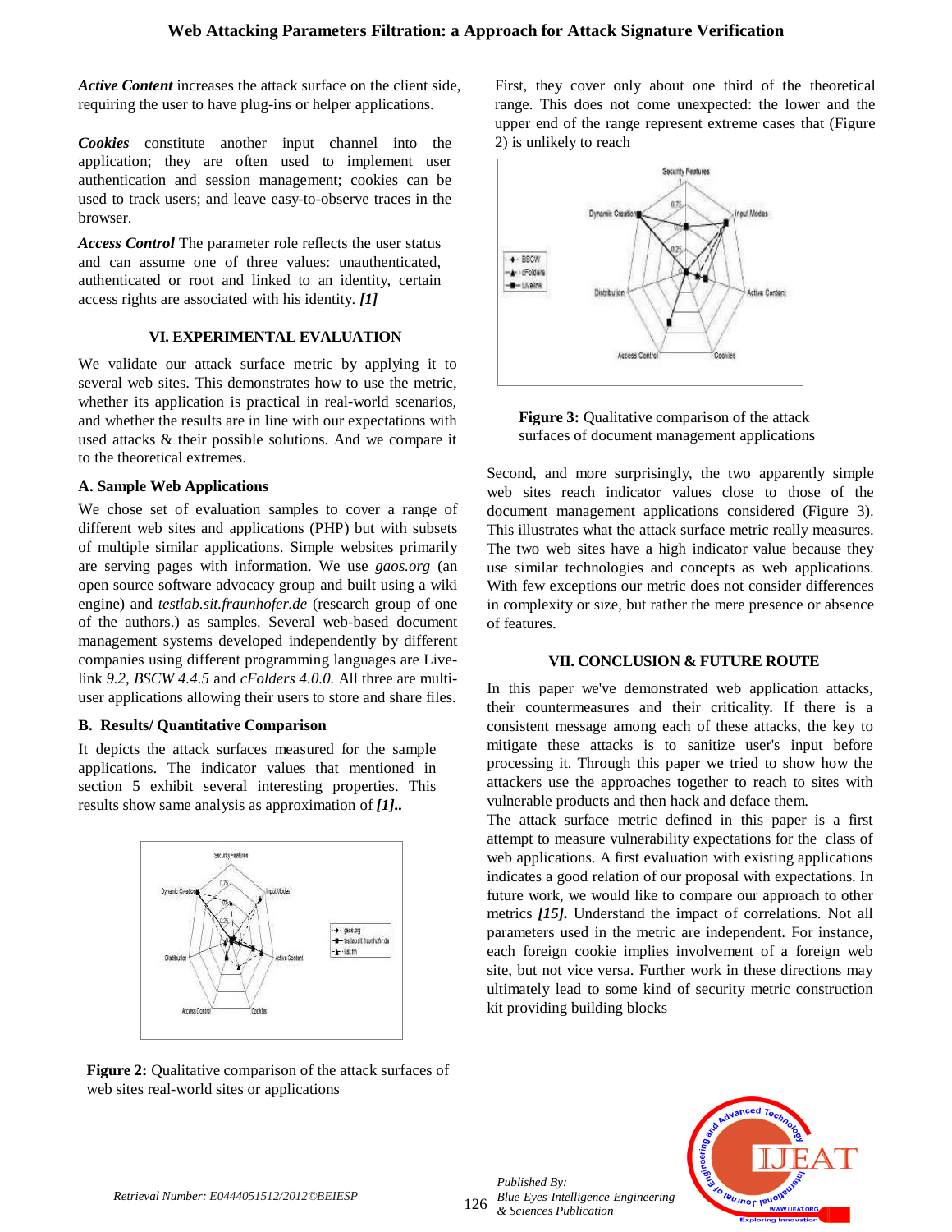*Active Content* increases the attack surface on the client side, requiring the user to have plug-ins or helper applications.

*Cookies* constitute another input channel into the application; they are often used to implement user authentication and session management; cookies can be used to track users; and leave easy-to-observe traces in the browser.

*Access Control* The parameter role reflects the user status and can assume one of three values: unauthenticated, authenticated or root and linked to an identity, certain access rights are associated with his identity. *[1]*

## VI. EXPERIMENTAL EVALUATION

We validate our attack surface metric by applying it to several web sites. This demonstrates how to use the metric, whether its application is practical in real-world scenarios, and whether the results are in line with our expectations with used attacks & their possible solutions. And we compare it to the theoretical extremes.

### A. Sample Web Applications

We chose set of evaluation samples to cover a range of different web sites and applications (PHP) but with subsets of multiple similar applications. Simple websites primarily are serving pages with information. We use *gaos.org* (an open source software advocacy group and built using a wiki engine) and *testlab.sit.fraunhofer.de* (research group of one of the authors.) as samples. Several web-based document management systems developed independently by different companies using different programming languages are Live-link *9.2, BSCW 4.4.5* and *cFolders 4.0.0.* All three are multi-user applications allowing their users to store and share files.

### B. Results/ Quantitative Comparison

It depicts the attack surfaces measured for the sample applications. The indicator values that mentioned in section 5 exhibit several interesting properties. This results show same analysis as approximation of *[1]..*

**Figure 2:** Qualitative comparison of the attack surfaces of web sites real-world sites or applications

First, they cover only about one third of the theoretical range. This does not come unexpected: the lower and the upper end of the range represent extreme cases that (Figure 2) is unlikely to reach

**Figure 3:** Qualitative comparison of the attack surfaces of document management applications

Second, and more surprisingly, the two apparently simple web sites reach indicator values close to those of the document management applications considered (Figure 3). This illustrates what the attack surface metric really measures. The two web sites have a high indicator value because they use similar technologies and concepts as web applications. With few exceptions our metric does not consider differences in complexity or size, but rather the mere presence or absence of features.

## VII. CONCLUSION & FUTURE ROUTE

In this paper we've demonstrated web application attacks, their countermeasures and their criticality. If there is a consistent message among each of these attacks, the key to mitigate these attacks is to sanitize user's input before processing it. Through this paper we tried to show how the attackers use the approaches together to reach to sites with vulnerable products and then hack and deface them.

The attack surface metric defined in this paper is a first attempt to measure vulnerability expectations for the class of web applications. A first evaluation with existing applications indicates a good relation of our proposal with expectations. In future work, we would like to compare our approach to other metrics *[15].* Understand the impact of correlations. Not all parameters used in the metric are independent. For instance, each foreign cookie implies involvement of a foreign web site, but not vice versa. Further work in these directions may ultimately lead to some kind of security metric construction kit providing building blocks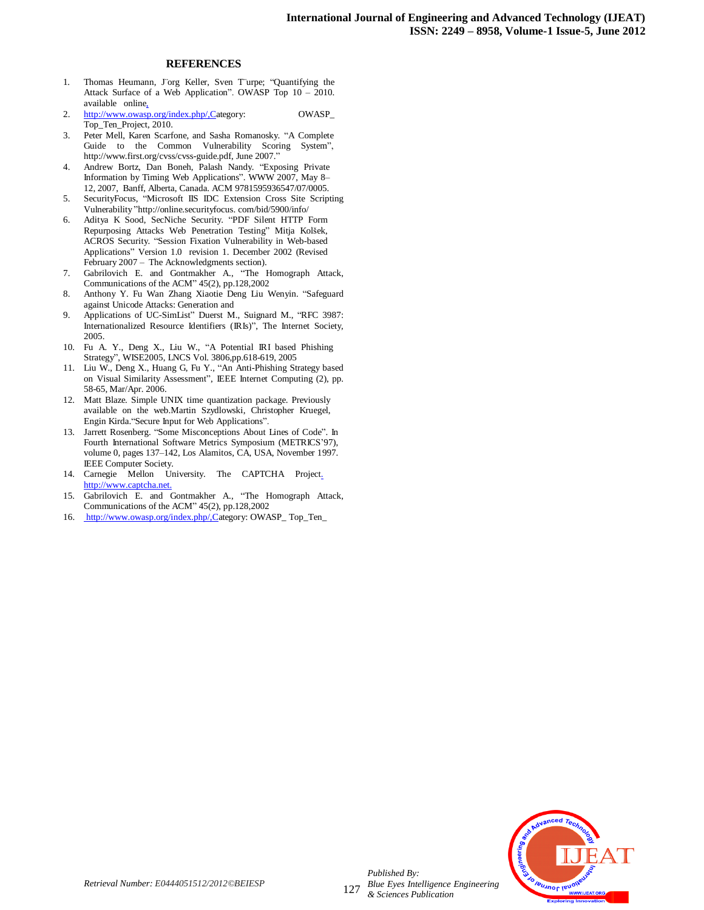## REFERENCES

1. Thomas Heumann, J¨org Keller, Sven T¨urpe; "Quantifying the Attack Surface of a Web Application". OWASP Top 10 – 2010. available online.
2. http://www.owasp.org/index.php/,Category: OWASP_ Top_Ten_Project, 2010.
3. Peter Mell, Karen Scarfone, and Sasha Romanosky. "A Complete Guide to the Common Vulnerability Scoring System", http://www.first.org/cvss/cvss-guide.pdf, June 2007."
4. Andrew Bortz, Dan Boneh, Palash Nandy. "Exposing Private Information by Timing Web Applications". WWW 2007, May 8–12, 2007, Banff, Alberta, Canada. ACM 9781595936547/07/0005.
5. SecurityFocus, "Microsoft IIS IDC Extension Cross Site Scripting Vulnerability "http://online.securityfocus. com/bid/5900/info/
6. Aditya K Sood, SecNiche Security. "PDF Silent HTTP Form Repurposing Attacks Web Penetration Testing" Mitja Kolšek, ACROS Security. "Session Fixation Vulnerability in Web-based Applications" Version 1.0 revision 1. December 2002 (Revised February 2007 – The Acknowledgments section).
7. Gabrilovich E. and Gontmakher A., "The Homograph Attack, Communications of the ACM" 45(2), pp.128,2002
8. Anthony Y. Fu Wan Zhang Xiaotie Deng Liu Wenyin. "Safeguard against Unicode Attacks: Generation and
9. Applications of UC-SimList" Duerst M., Suignard M., "RFC 3987: Internationalized Resource Identifiers (IRIs)", The Internet Society, 2005.
10. Fu A. Y., Deng X., Liu W., "A Potential IRI based Phishing Strategy", WISE2005, LNCS Vol. 3806,pp.618-619, 2005
11. Liu W., Deng X., Huang G, Fu Y., "An Anti-Phishing Strategy based on Visual Similarity Assessment", IEEE Internet Computing (2), pp. 58-65, Mar/Apr. 2006.
12. Matt Blaze. Simple UNIX time quantization package. Previously available on the web.Martin Szydlowski, Christopher Kruegel, Engin Kirda."Secure Input for Web Applications".
13. Jarrett Rosenberg. "Some Misconceptions About Lines of Code". In Fourth International Software Metrics Symposium (METRICS'97), volume 0, pages 137–142, Los Alamitos, CA, USA, November 1997. IEEE Computer Society.
14. Carnegie Mellon University. The CAPTCHA Project. http://www.captcha.net.
15. Gabrilovich E. and Gontmakher A., "The Homograph Attack, Communications of the ACM" 45(2), pp.128,2002
16. http://www.owasp.org/index.php/,Category: OWASP_ Top_Ten_